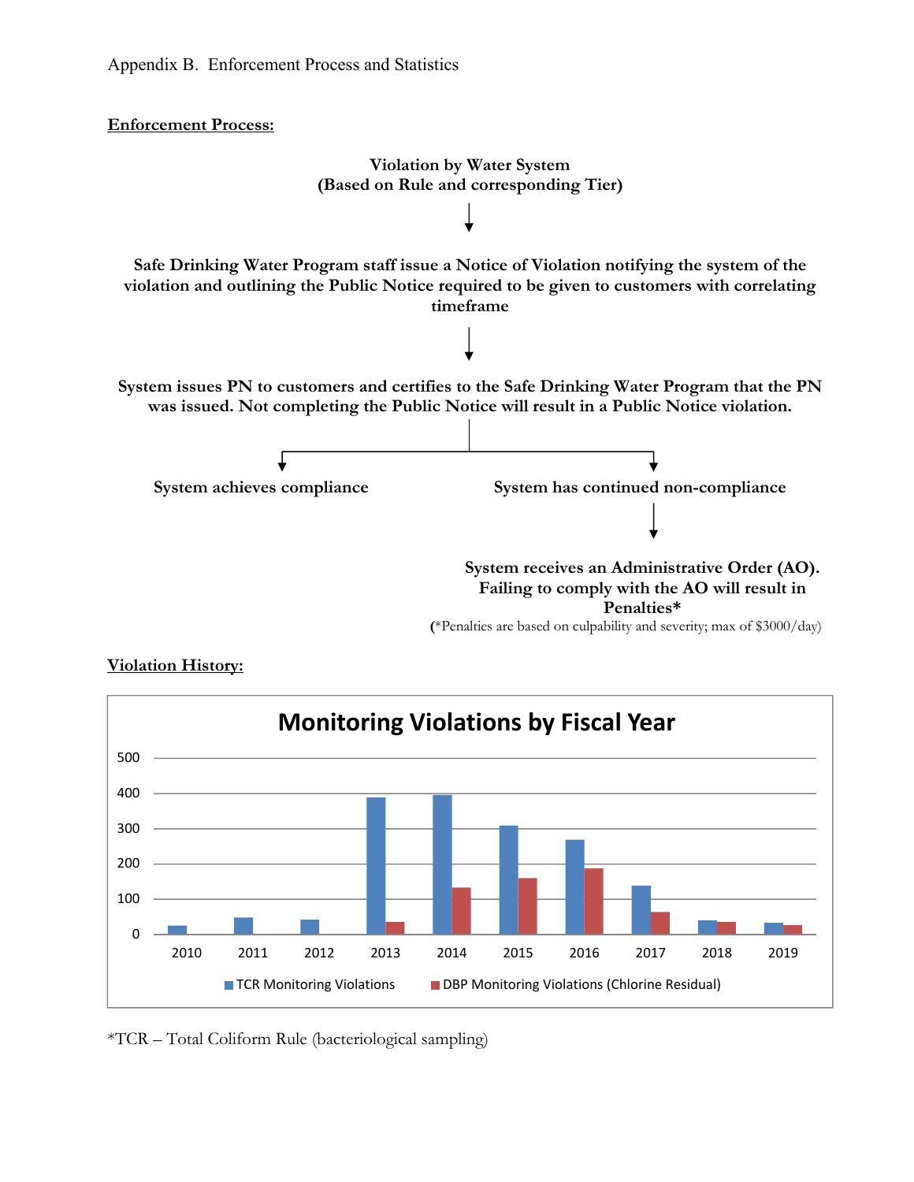Appendix B. Enforcement Process and Statistics

**Enforcement Process:**

**Violation by Water System**
**(Based on Rule and corresponding Tier)**

↓

**Safe Drinking Water Program staff issue a Notice of Violation notifying the system of the violation and outlining the Public Notice required to be given to customers with correlating timeframe**

↓

**System issues PN to customers and certifies to the Safe Drinking Water Program that the PN was issued. Not completing the Public Notice will result in a Public Notice violation.**

↓

**System achieves compliance**

**System has continued non-compliance**

↓

**System receives an Administrative Order (AO). Failing to comply with the AO will result in Penalties***

(*Penalties are based on culpability and severity; max of $3000/day)

**Violation History:**

**Monitoring Violations by Fiscal Year**

| Fiscal Year | TCR Monitoring Violations | DBP Monitoring Violations (Chlorine Residual) |
|---|---|---|
| 2010 | ~25 | 0 |
| 2011 | ~48 | 0 |
| 2012 | ~42 | 0 |
| 2013 | ~390 | ~35 |
| 2014 | ~395 | ~132 |
| 2015 | ~308 | ~160 |
| 2016 | ~268 | ~188 |
| 2017 | ~138 | ~63 |
| 2018 | ~40 | ~35 |
| 2019 | ~33 | ~27 |

*TCR – Total Coliform Rule (bacteriological sampling)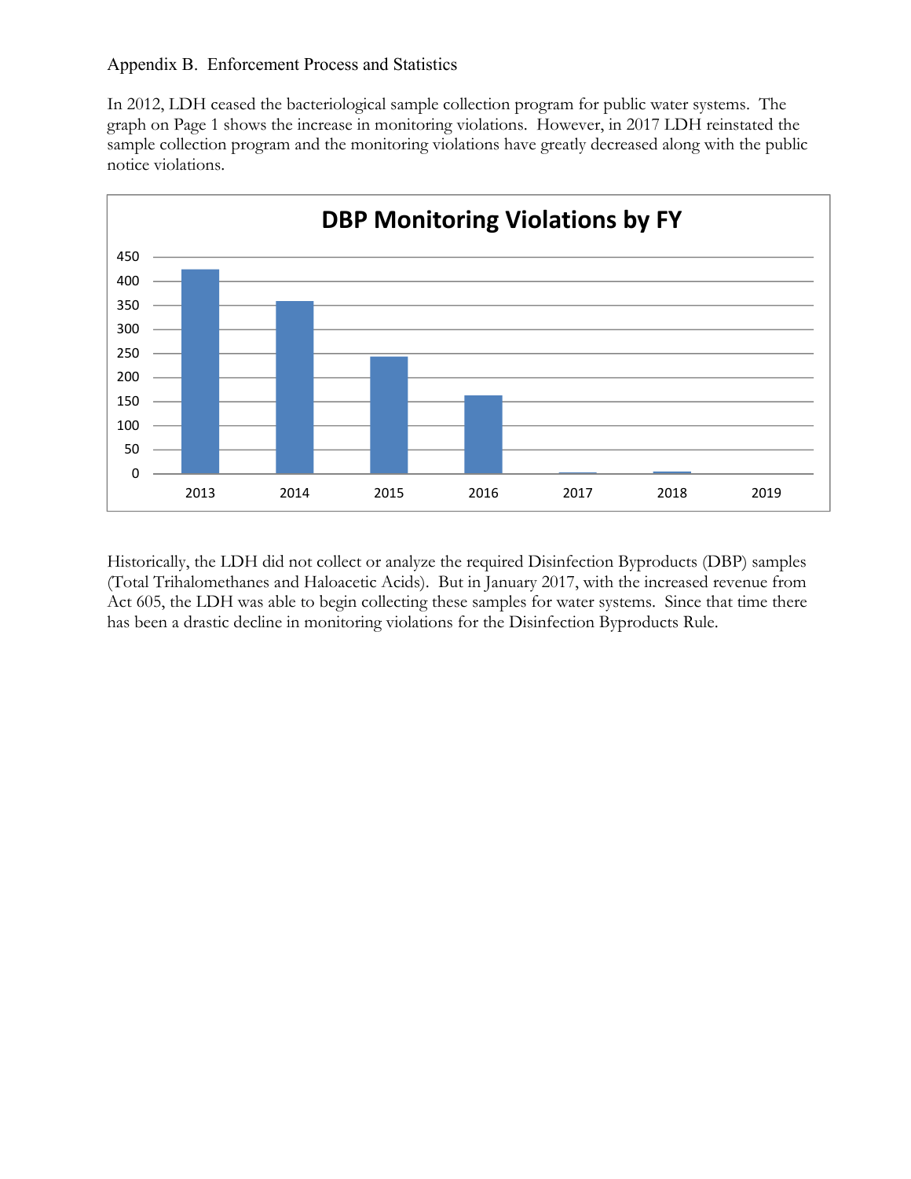Appendix B. Enforcement Process and Statistics

In 2012, LDH ceased the bacteriological sample collection program for public water systems. The graph on Page 1 shows the increase in monitoring violations. However, in 2017 LDH reinstated the sample collection program and the monitoring violations have greatly decreased along with the public notice violations.

DBP Monitoring Violations by FY

450
400
350
300
250
200
150
100
50
0

2013
2014
2015
2016
2017
2018
2019

Historically, the LDH did not collect or analyze the required Disinfection Byproducts (DBP) samples (Total Trihalomethanes and Haloacetic Acids). But in January 2017, with the increased revenue from Act 605, the LDH was able to begin collecting these samples for water systems. Since that time there has been a drastic decline in monitoring violations for the Disinfection Byproducts Rule.